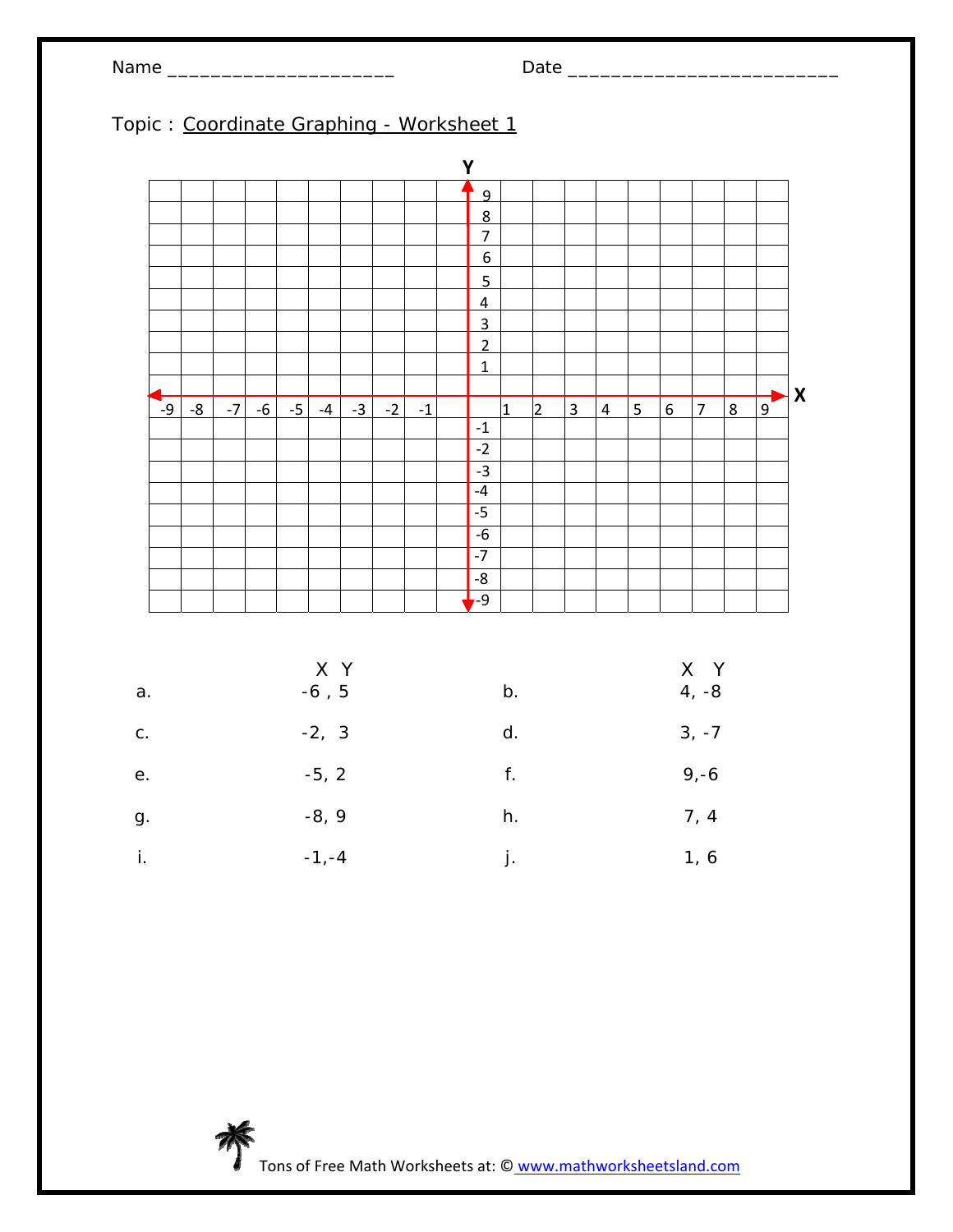Name ______________________ Date __________________________

Topic : Coordinate Graphing - Worksheet 1

| | X Y | | X Y |
|---|---|---|---|
| a. | -6 , 5 | b. | 4, -8 |
| c. | -2, 3 | d. | 3, -7 |
| e. | -5, 2 | f. | 9,-6 |
| g. | -8, 9 | h. | 7, 4 |
| i. | -1,-4 | j. | 1, 6 |

Tons of Free Math Worksheets at: © www.mathworksheetsland.com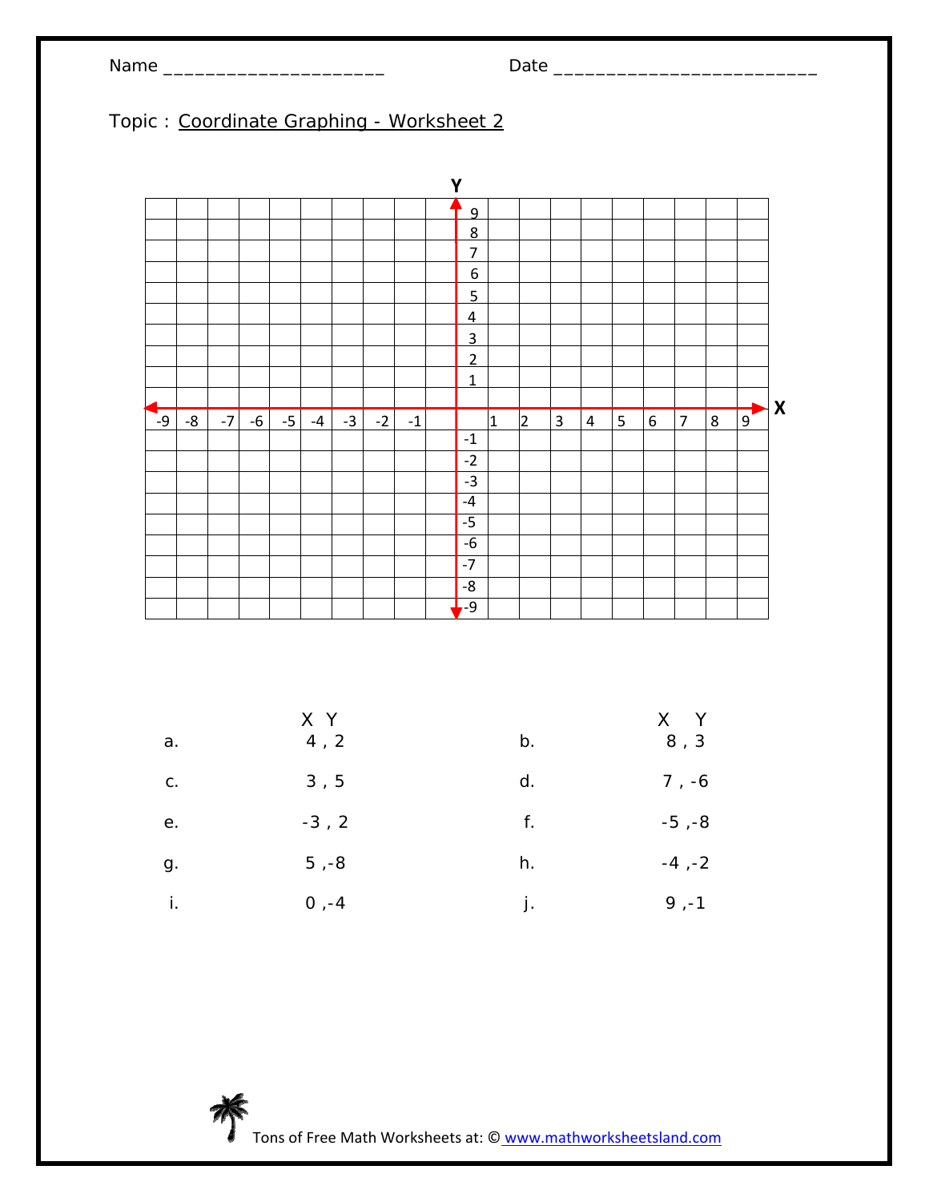Name ____________________ Date ________________________

Topic : Coordinate Graphing - Worksheet 2

| | X Y | | X Y |
|---|---|---|---|
| a. | 4 , 2 | b. | 8 , 3 |
| c. | 3 , 5 | d. | 7 , -6 |
| e. | -3 , 2 | f. | -5 ,-8 |
| g. | 5 ,-8 | h. | -4 ,-2 |
| i. | 0 ,-4 | j. | 9 ,-1 |

Tons of Free Math Worksheets at: © www.mathworksheetsland.com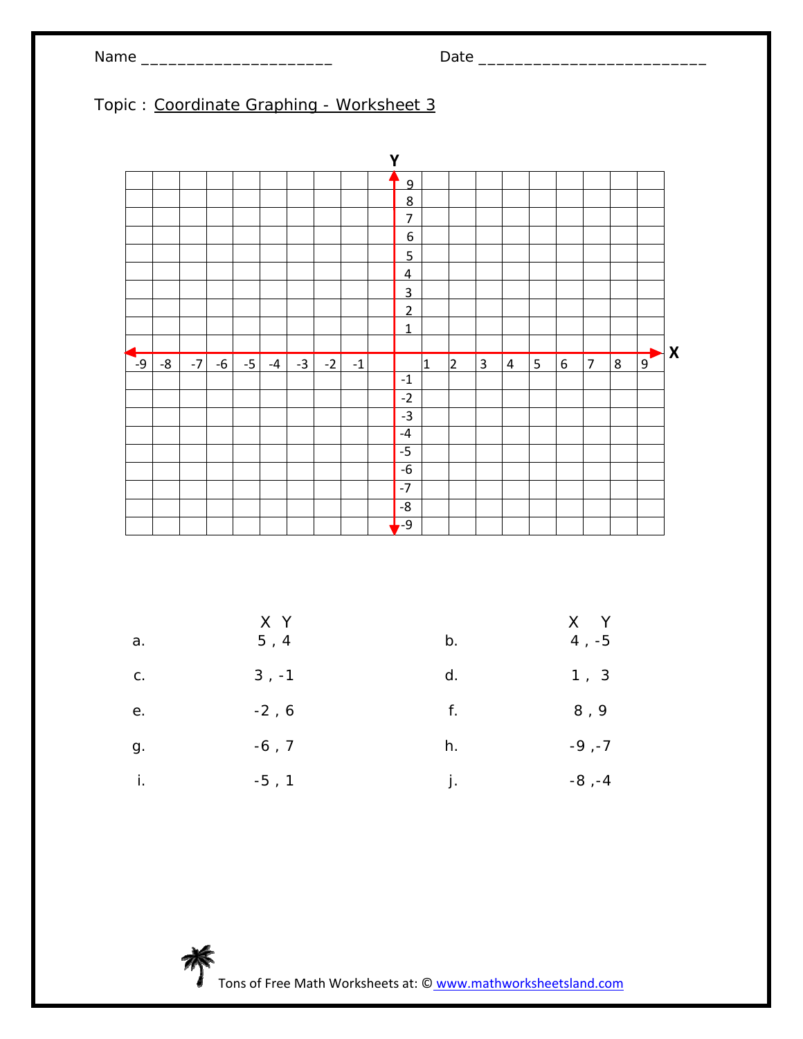Name ____________________ Date ________________________

Topic : Coordinate Graphing - Worksheet 3

| | X Y | | X Y |
|---|---|---|---|
| a. | 5 , 4 | b. | 4 , -5 |
| c. | 3 , -1 | d. | 1 , 3 |
| e. | -2 , 6 | f. | 8 , 9 |
| g. | -6 , 7 | h. | -9 ,-7 |
| i. | -5 , 1 | j. | -8 ,-4 |

Tons of Free Math Worksheets at: © www.mathworksheetsland.com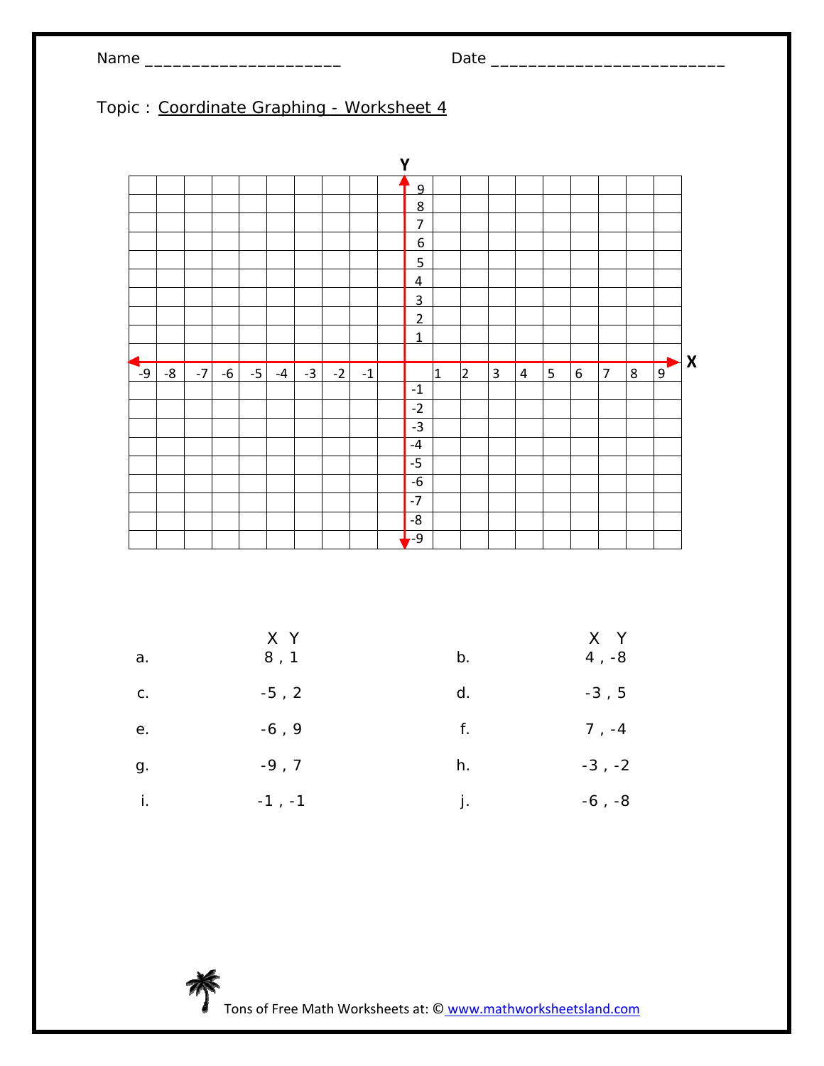Name ______________________ Date ___________________________

Topic : Coordinate Graphing - Worksheet 4

| | X Y | | X Y |
|---|---|---|---|
| a. | 8 , 1 | b. | 4 , -8 |
| c. | -5 , 2 | d. | -3 , 5 |
| e. | -6 , 9 | f. | 7 , -4 |
| g. | -9 , 7 | h. | -3 , -2 |
| i. | -1 , -1 | j. | -6 , -8 |

Tons of Free Math Worksheets at: © www.mathworksheetsland.com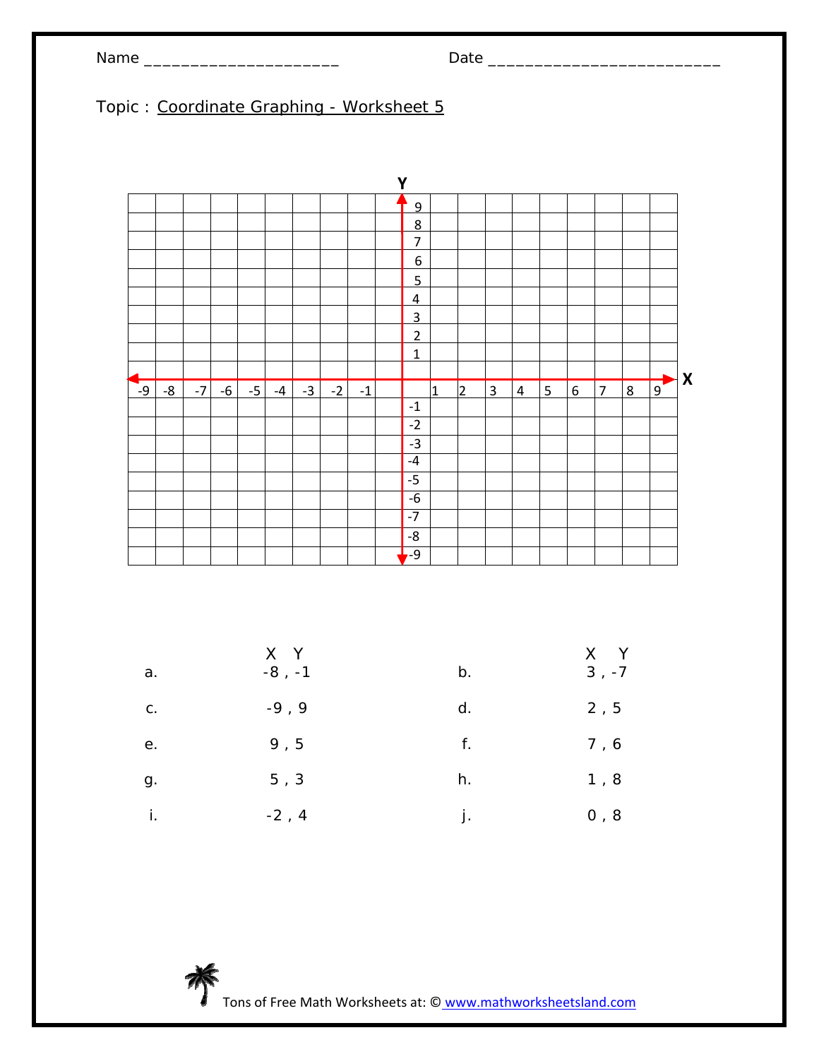Name ____________________ Date ________________________

Topic : Coordinate Graphing - Worksheet 5

Y

9
8
7
6
5
4
3
2
1

-9 -8 -7 -6 -5 -4 -3 -2 -1 1 2 3 4 5 6 7 8 9 X

-1
-2
-3
-4
-5
-6
-7
-8
-9

| | X Y | | X Y |
|---|---|---|---|
| a. | -8 , -1 | b. | 3 , -7 |
| c. | -9 , 9 | d. | 2 , 5 |
| e. | 9 , 5 | f. | 7 , 6 |
| g. | 5 , 3 | h. | 1 , 8 |
| i. | -2 , 4 | j. | 0 , 8 |

Tons of Free Math Worksheets at: © www.mathworksheetsland.com